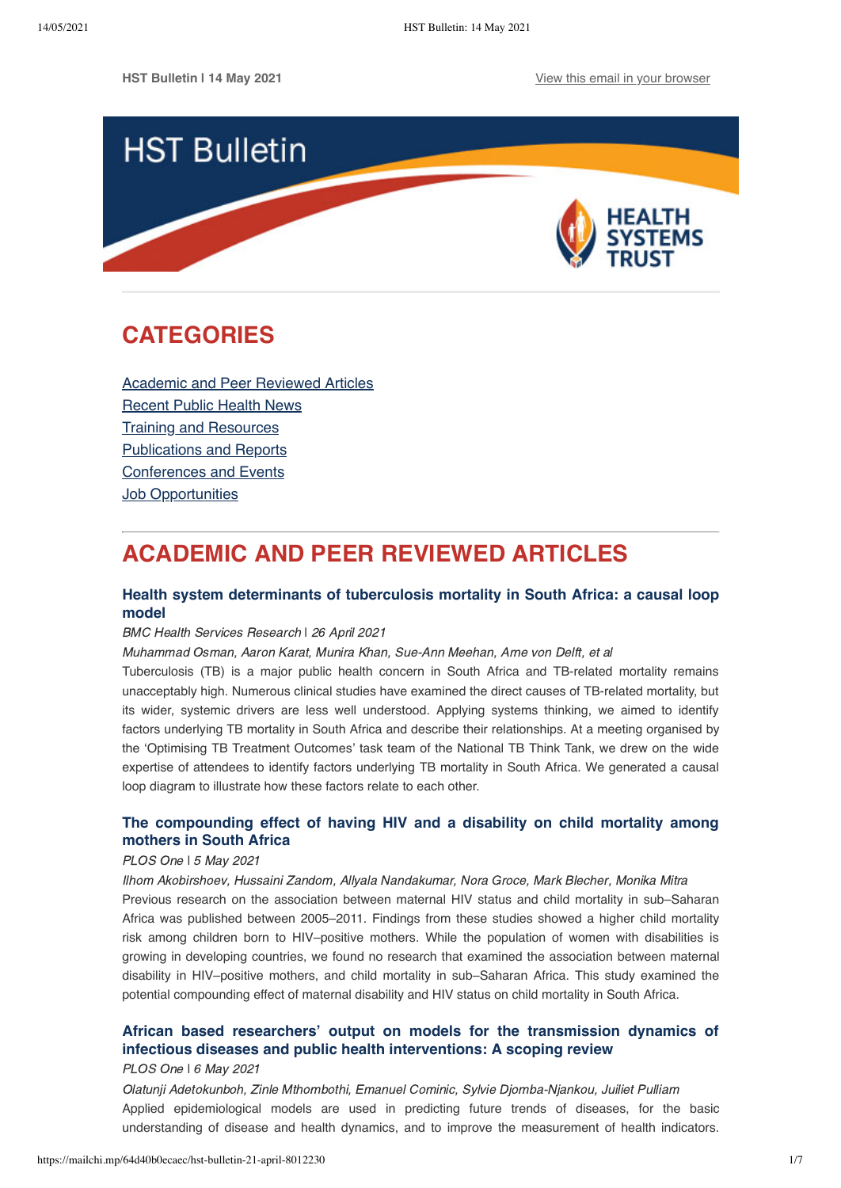HST Bulletin I 14 May 2021 | View this email in your browser

# CATEGORIES

Academic and Peer Reviewed Articles
Recent Public Health News
Training and Resources
Publications and Reports
Conferences and Events
Job Opportunities

# ACADEMIC AND PEER REVIEWED ARTICLES

### Health system determinants of tuberculosis mortality in South Africa: a causal loop model

*BMC Health Services Research* I *26 April 2021*

*Muhammad Osman, Aaron Karat, Munira Khan, Sue-Ann Meehan, Arne von Delft, et al*

Tuberculosis (TB) is a major public health concern in South Africa and TB-related mortality remains unacceptably high. Numerous clinical studies have examined the direct causes of TB-related mortality, but its wider, systemic drivers are less well understood. Applying systems thinking, we aimed to identify factors underlying TB mortality in South Africa and describe their relationships. At a meeting organised by the 'Optimising TB Treatment Outcomes' task team of the National TB Think Tank, we drew on the wide expertise of attendees to identify factors underlying TB mortality in South Africa. We generated a causal loop diagram to illustrate how these factors relate to each other.

### The compounding effect of having HIV and a disability on child mortality among mothers in South Africa

*PLOS One* I *5 May 2021*

*Ilhom Akobirshoev, Hussaini Zandom, Allyala Nandakumar, Nora Groce, Mark Blecher, Monika Mitra*

Previous research on the association between maternal HIV status and child mortality in sub–Saharan Africa was published between 2005–2011. Findings from these studies showed a higher child mortality risk among children born to HIV–positive mothers. While the population of women with disabilities is growing in developing countries, we found no research that examined the association between maternal disability in HIV–positive mothers, and child mortality in sub–Saharan Africa. This study examined the potential compounding effect of maternal disability and HIV status on child mortality in South Africa.

### African based researchers' output on models for the transmission dynamics of infectious diseases and public health interventions: A scoping review

*PLOS One* I *6 May 2021*

*Olatunji Adetokunboh, Zinle Mthombothi, Emanuel Cominic, Sylvie Djomba-Njankou, Juiliet Pulliam*

Applied epidemiological models are used in predicting future trends of diseases, for the basic understanding of disease and health dynamics, and to improve the measurement of health indicators.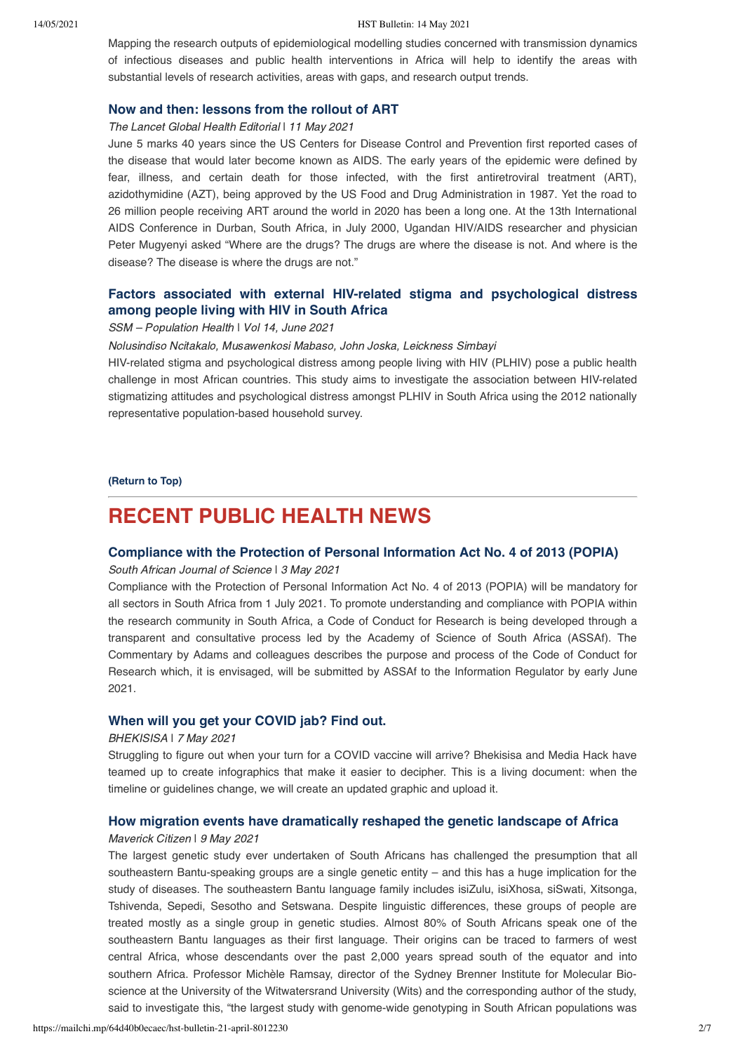Mapping the research outputs of epidemiological modelling studies concerned with transmission dynamics of infectious diseases and public health interventions in Africa will help to identify the areas with substantial levels of research activities, areas with gaps, and research output trends.

### Now and then: lessons from the rollout of ART

*The Lancet Global Health Editorial* | *11 May 2021*

June 5 marks 40 years since the US Centers for Disease Control and Prevention first reported cases of the disease that would later become known as AIDS. The early years of the epidemic were defined by fear, illness, and certain death for those infected, with the first antiretroviral treatment (ART), azidothymidine (AZT), being approved by the US Food and Drug Administration in 1987. Yet the road to 26 million people receiving ART around the world in 2020 has been a long one. At the 13th International AIDS Conference in Durban, South Africa, in July 2000, Ugandan HIV/AIDS researcher and physician Peter Mugyenyi asked "Where are the drugs? The drugs are where the disease is not. And where is the disease? The disease is where the drugs are not."

### Factors associated with external HIV-related stigma and psychological distress among people living with HIV in South Africa

*SSM – Population Health* | *Vol 14, June 2021*

*Nolusindiso Ncitakalo, Musawenkosi Mabaso, John Joska, Leickness Simbayi*

HIV-related stigma and psychological distress among people living with HIV (PLHIV) pose a public health challenge in most African countries. This study aims to investigate the association between HIV-related stigmatizing attitudes and psychological distress amongst PLHIV in South Africa using the 2012 nationally representative population-based household survey.

**(Return to Top)**

---

# RECENT PUBLIC HEALTH NEWS

### Compliance with the Protection of Personal Information Act No. 4 of 2013 (POPIA)

*South African Journal of Science* | *3 May 2021*

Compliance with the Protection of Personal Information Act No. 4 of 2013 (POPIA) will be mandatory for all sectors in South Africa from 1 July 2021. To promote understanding and compliance with POPIA within the research community in South Africa, a Code of Conduct for Research is being developed through a transparent and consultative process led by the Academy of Science of South Africa (ASSAf). The Commentary by Adams and colleagues describes the purpose and process of the Code of Conduct for Research which, it is envisaged, will be submitted by ASSAf to the Information Regulator by early June 2021.

### When will you get your COVID jab? Find out.

*BHEKISISA* | *7 May 2021*

Struggling to figure out when your turn for a COVID vaccine will arrive? Bhekisisa and Media Hack have teamed up to create infographics that make it easier to decipher. This is a living document: when the timeline or guidelines change, we will create an updated graphic and upload it.

### How migration events have dramatically reshaped the genetic landscape of Africa

*Maverick Citizen* | *9 May 2021*

The largest genetic study ever undertaken of South Africans has challenged the presumption that all southeastern Bantu-speaking groups are a single genetic entity – and this has a huge implication for the study of diseases. The southeastern Bantu language family includes isiZulu, isiXhosa, siSwati, Xitsonga, Tshivenda, Sepedi, Sesotho and Setswana. Despite linguistic differences, these groups of people are treated mostly as a single group in genetic studies. Almost 80% of South Africans speak one of the southeastern Bantu languages as their first language. Their origins can be traced to farmers of west central Africa, whose descendants over the past 2,000 years spread south of the equator and into southern Africa. Professor Michèle Ramsay, director of the Sydney Brenner Institute for Molecular Bio-science at the University of the Witwatersrand University (Wits) and the corresponding author of the study, said to investigate this, "the largest study with genome-wide genotyping in South African populations was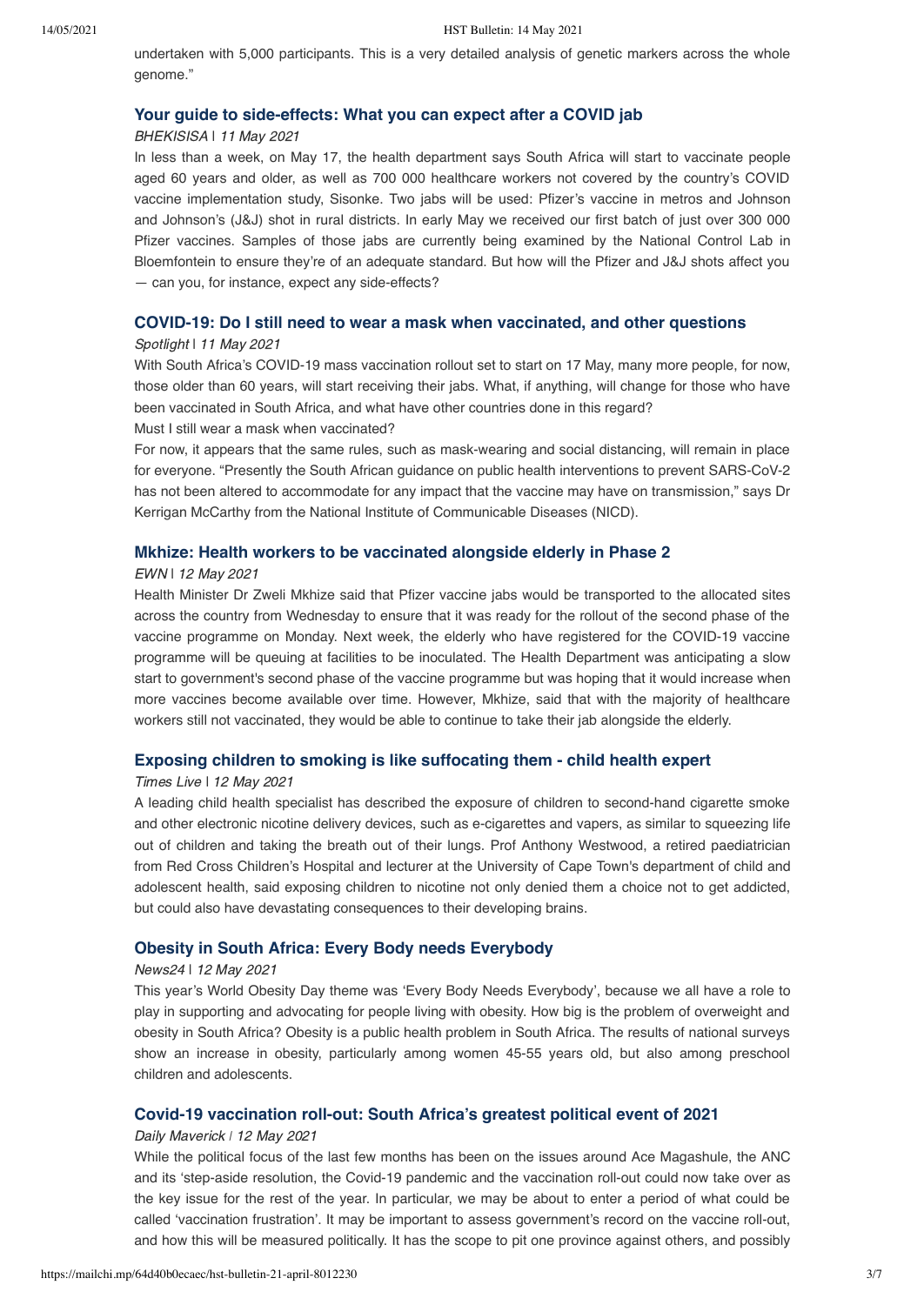undertaken with 5,000 participants. This is a very detailed analysis of genetic markers across the whole genome."

### Your guide to side-effects: What you can expect after a COVID jab

*BHEKISISA* | *11 May 2021*

In less than a week, on May 17, the health department says South Africa will start to vaccinate people aged 60 years and older, as well as 700 000 healthcare workers not covered by the country's COVID vaccine implementation study, Sisonke. Two jabs will be used: Pfizer's vaccine in metros and Johnson and Johnson's (J&J) shot in rural districts. In early May we received our first batch of just over 300 000 Pfizer vaccines. Samples of those jabs are currently being examined by the National Control Lab in Bloemfontein to ensure they're of an adequate standard. But how will the Pfizer and J&J shots affect you — can you, for instance, expect any side-effects?

### COVID-19: Do I still need to wear a mask when vaccinated, and other questions

*Spotlight* | *11 May 2021*

With South Africa's COVID-19 mass vaccination rollout set to start on 17 May, many more people, for now, those older than 60 years, will start receiving their jabs. What, if anything, will change for those who have been vaccinated in South Africa, and what have other countries done in this regard?

Must I still wear a mask when vaccinated?

For now, it appears that the same rules, such as mask-wearing and social distancing, will remain in place for everyone. "Presently the South African guidance on public health interventions to prevent SARS-CoV-2 has not been altered to accommodate for any impact that the vaccine may have on transmission," says Dr Kerrigan McCarthy from the National Institute of Communicable Diseases (NICD).

### Mkhize: Health workers to be vaccinated alongside elderly in Phase 2

*EWN* | *12 May 2021*

Health Minister Dr Zweli Mkhize said that Pfizer vaccine jabs would be transported to the allocated sites across the country from Wednesday to ensure that it was ready for the rollout of the second phase of the vaccine programme on Monday. Next week, the elderly who have registered for the COVID-19 vaccine programme will be queuing at facilities to be inoculated. The Health Department was anticipating a slow start to government's second phase of the vaccine programme but was hoping that it would increase when more vaccines become available over time. However, Mkhize, said that with the majority of healthcare workers still not vaccinated, they would be able to continue to take their jab alongside the elderly.

### Exposing children to smoking is like suffocating them - child health expert

*Times Live* | *12 May 2021*

A leading child health specialist has described the exposure of children to second-hand cigarette smoke and other electronic nicotine delivery devices, such as e-cigarettes and vapers, as similar to squeezing life out of children and taking the breath out of their lungs. Prof Anthony Westwood, a retired paediatrician from Red Cross Children's Hospital and lecturer at the University of Cape Town's department of child and adolescent health, said exposing children to nicotine not only denied them a choice not to get addicted, but could also have devastating consequences to their developing brains.

### Obesity in South Africa: Every Body needs Everybody

*News24* | *12 May 2021*

This year's World Obesity Day theme was 'Every Body Needs Everybody', because we all have a role to play in supporting and advocating for people living with obesity. How big is the problem of overweight and obesity in South Africa? Obesity is a public health problem in South Africa. The results of national surveys show an increase in obesity, particularly among women 45-55 years old, but also among preschool children and adolescents.

### Covid-19 vaccination roll-out: South Africa's greatest political event of 2021

*Daily Maverick* | *12 May 2021*

While the political focus of the last few months has been on the issues around Ace Magashule, the ANC and its 'step-aside resolution, the Covid-19 pandemic and the vaccination roll-out could now take over as the key issue for the rest of the year. In particular, we may be about to enter a period of what could be called 'vaccination frustration'. It may be important to assess government's record on the vaccine roll-out, and how this will be measured politically. It has the scope to pit one province against others, and possibly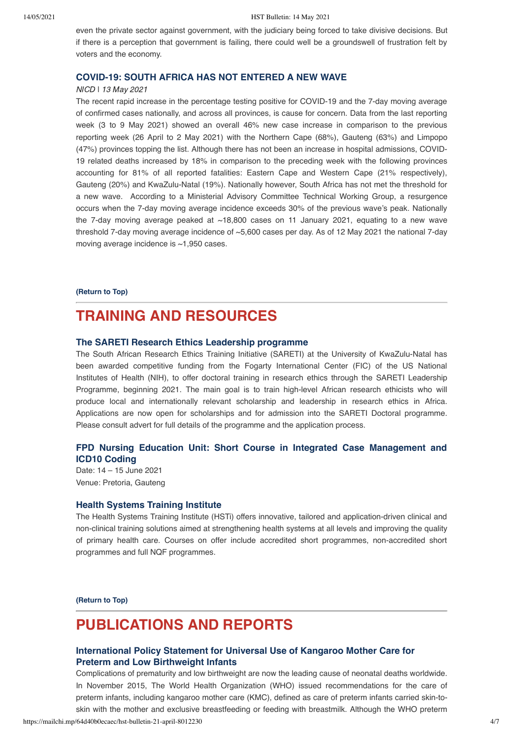even the private sector against government, with the judiciary being forced to take divisive decisions. But if there is a perception that government is failing, there could well be a groundswell of frustration felt by voters and the economy.

### COVID-19: SOUTH AFRICA HAS NOT ENTERED A NEW WAVE

*NICD | 13 May 2021*

The recent rapid increase in the percentage testing positive for COVID-19 and the 7-day moving average of confirmed cases nationally, and across all provinces, is cause for concern. Data from the last reporting week (3 to 9 May 2021) showed an overall 46% new case increase in comparison to the previous reporting week (26 April to 2 May 2021) with the Northern Cape (68%), Gauteng (63%) and Limpopo (47%) provinces topping the list. Although there has not been an increase in hospital admissions, COVID-19 related deaths increased by 18% in comparison to the preceding week with the following provinces accounting for 81% of all reported fatalities: Eastern Cape and Western Cape (21% respectively), Gauteng (20%) and KwaZulu-Natal (19%). Nationally however, South Africa has not met the threshold for a new wave. According to a Ministerial Advisory Committee Technical Working Group, a resurgence occurs when the 7-day moving average incidence exceeds 30% of the previous wave's peak. Nationally the 7-day moving average peaked at ~18,800 cases on 11 January 2021, equating to a new wave threshold 7-day moving average incidence of ~5,600 cases per day. As of 12 May 2021 the national 7-day moving average incidence is ~1,950 cases.

**(Return to Top)**

## TRAINING AND RESOURCES

### The SARETI Research Ethics Leadership programme

The South African Research Ethics Training Initiative (SARETI) at the University of KwaZulu-Natal has been awarded competitive funding from the Fogarty International Center (FIC) of the US National Institutes of Health (NIH), to offer doctoral training in research ethics through the SARETI Leadership Programme, beginning 2021. The main goal is to train high-level African research ethicists who will produce local and internationally relevant scholarship and leadership in research ethics in Africa. Applications are now open for scholarships and for admission into the SARETI Doctoral programme. Please consult advert for full details of the programme and the application process.

### FPD Nursing Education Unit: Short Course in Integrated Case Management and ICD10 Coding

Date: 14 – 15 June 2021
Venue: Pretoria, Gauteng

### Health Systems Training Institute

The Health Systems Training Institute (HSTi) offers innovative, tailored and application-driven clinical and non-clinical training solutions aimed at strengthening health systems at all levels and improving the quality of primary health care. Courses on offer include accredited short programmes, non-accredited short programmes and full NQF programmes.

**(Return to Top)**

## PUBLICATIONS AND REPORTS

### International Policy Statement for Universal Use of Kangaroo Mother Care for Preterm and Low Birthweight Infants

Complications of prematurity and low birthweight are now the leading cause of neonatal deaths worldwide. In November 2015, The World Health Organization (WHO) issued recommendations for the care of preterm infants, including kangaroo mother care (KMC), defined as care of preterm infants carried skin-to-skin with the mother and exclusive breastfeeding or feeding with breastmilk. Although the WHO preterm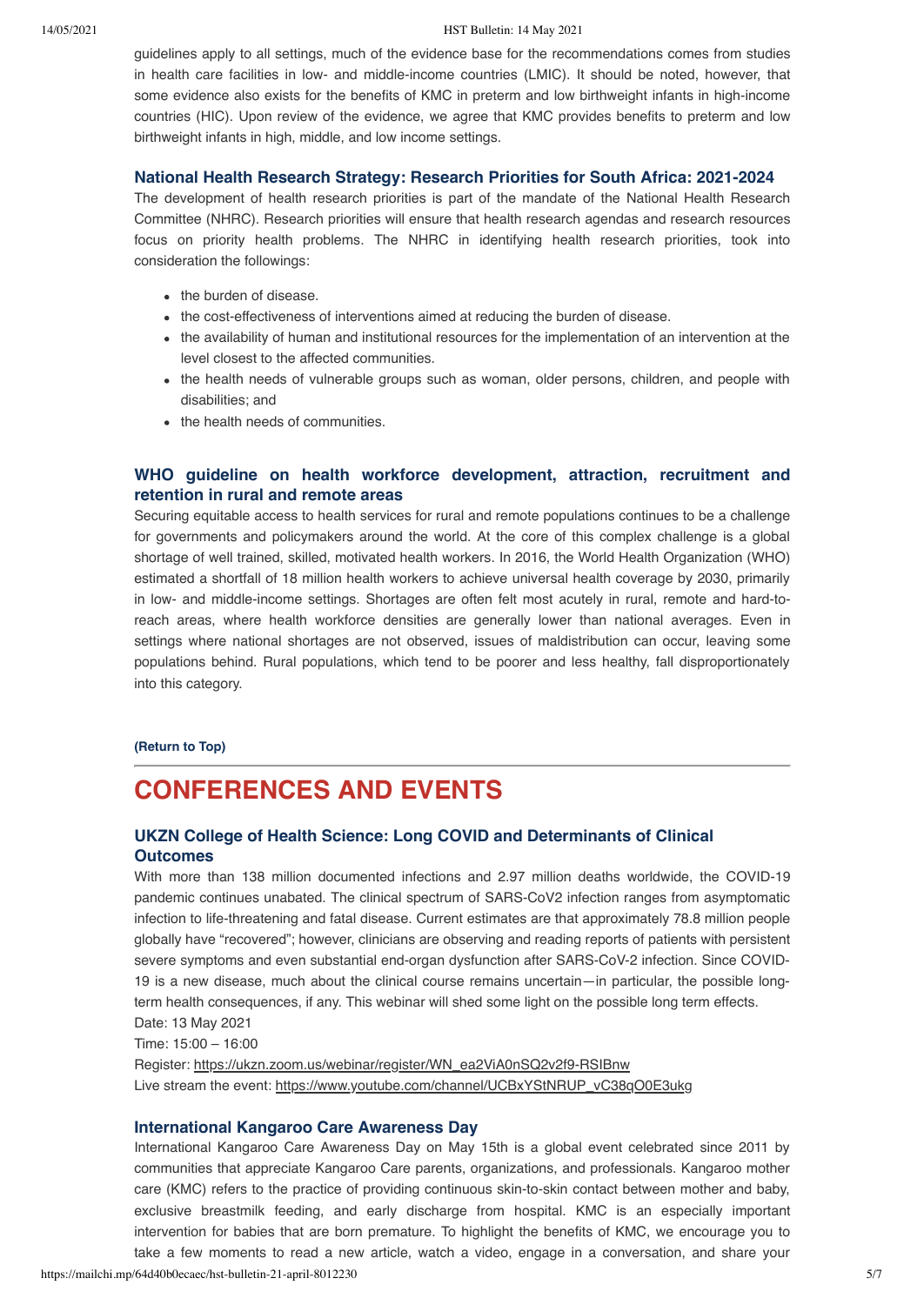guidelines apply to all settings, much of the evidence base for the recommendations comes from studies in health care facilities in low- and middle-income countries (LMIC). It should be noted, however, that some evidence also exists for the benefits of KMC in preterm and low birthweight infants in high-income countries (HIC). Upon review of the evidence, we agree that KMC provides benefits to preterm and low birthweight infants in high, middle, and low income settings.

### National Health Research Strategy: Research Priorities for South Africa: 2021-2024

The development of health research priorities is part of the mandate of the National Health Research Committee (NHRC). Research priorities will ensure that health research agendas and research resources focus on priority health problems. The NHRC in identifying health research priorities, took into consideration the followings:

- the burden of disease.
- the cost-effectiveness of interventions aimed at reducing the burden of disease.
- the availability of human and institutional resources for the implementation of an intervention at the level closest to the affected communities.
- the health needs of vulnerable groups such as woman, older persons, children, and people with disabilities; and
- the health needs of communities.

### WHO guideline on health workforce development, attraction, recruitment and retention in rural and remote areas

Securing equitable access to health services for rural and remote populations continues to be a challenge for governments and policymakers around the world. At the core of this complex challenge is a global shortage of well trained, skilled, motivated health workers. In 2016, the World Health Organization (WHO) estimated a shortfall of 18 million health workers to achieve universal health coverage by 2030, primarily in low- and middle-income settings. Shortages are often felt most acutely in rural, remote and hard-to-reach areas, where health workforce densities are generally lower than national averages. Even in settings where national shortages are not observed, issues of maldistribution can occur, leaving some populations behind. Rural populations, which tend to be poorer and less healthy, fall disproportionately into this category.

**(Return to Top)**

## CONFERENCES AND EVENTS

### UKZN College of Health Science: Long COVID and Determinants of Clinical Outcomes

With more than 138 million documented infections and 2.97 million deaths worldwide, the COVID-19 pandemic continues unabated. The clinical spectrum of SARS-CoV2 infection ranges from asymptomatic infection to life-threatening and fatal disease. Current estimates are that approximately 78.8 million people globally have "recovered"; however, clinicians are observing and reading reports of patients with persistent severe symptoms and even substantial end-organ dysfunction after SARS-CoV-2 infection. Since COVID-19 is a new disease, much about the clinical course remains uncertain—in particular, the possible long-term health consequences, if any. This webinar will shed some light on the possible long term effects.

Date: 13 May 2021
Time: 15:00 – 16:00
Register: https://ukzn.zoom.us/webinar/register/WN_ea2ViA0nSQ2v2f9-RSIBnw
Live stream the event: https://www.youtube.com/channel/UCBxYStNRUP_vC38qO0E3ukg

### International Kangaroo Care Awareness Day

International Kangaroo Care Awareness Day on May 15th is a global event celebrated since 2011 by communities that appreciate Kangaroo Care parents, organizations, and professionals. Kangaroo mother care (KMC) refers to the practice of providing continuous skin-to-skin contact between mother and baby, exclusive breastmilk feeding, and early discharge from hospital. KMC is an especially important intervention for babies that are born premature. To highlight the benefits of KMC, we encourage you to take a few moments to read a new article, watch a video, engage in a conversation, and share your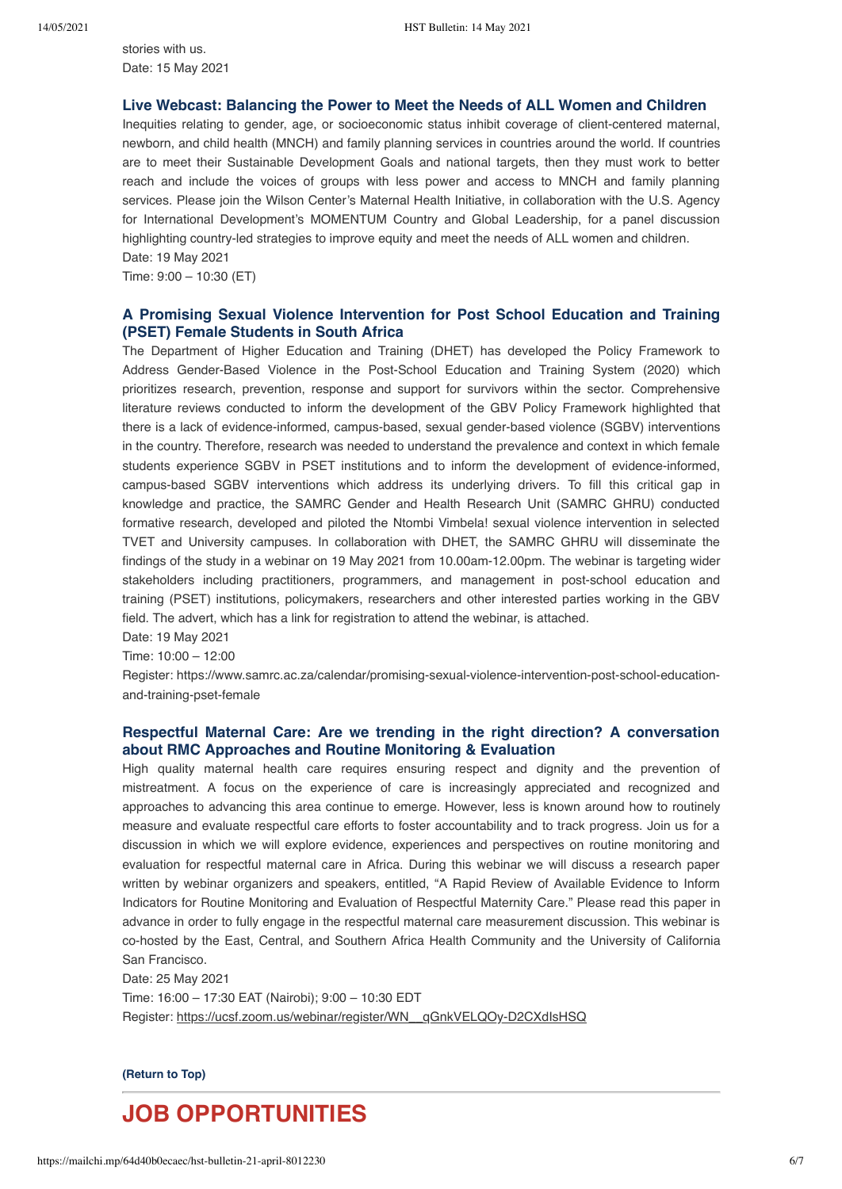stories with us.
Date: 15 May 2021

### Live Webcast: Balancing the Power to Meet the Needs of ALL Women and Children

Inequities relating to gender, age, or socioeconomic status inhibit coverage of client-centered maternal, newborn, and child health (MNCH) and family planning services in countries around the world. If countries are to meet their Sustainable Development Goals and national targets, then they must work to better reach and include the voices of groups with less power and access to MNCH and family planning services. Please join the Wilson Center's Maternal Health Initiative, in collaboration with the U.S. Agency for International Development's MOMENTUM Country and Global Leadership, for a panel discussion highlighting country-led strategies to improve equity and meet the needs of ALL women and children.
Date: 19 May 2021
Time: 9:00 – 10:30 (ET)

### A Promising Sexual Violence Intervention for Post School Education and Training (PSET) Female Students in South Africa

The Department of Higher Education and Training (DHET) has developed the Policy Framework to Address Gender-Based Violence in the Post-School Education and Training System (2020) which prioritizes research, prevention, response and support for survivors within the sector. Comprehensive literature reviews conducted to inform the development of the GBV Policy Framework highlighted that there is a lack of evidence-informed, campus-based, sexual gender-based violence (SGBV) interventions in the country. Therefore, research was needed to understand the prevalence and context in which female students experience SGBV in PSET institutions and to inform the development of evidence-informed, campus-based SGBV interventions which address its underlying drivers. To fill this critical gap in knowledge and practice, the SAMRC Gender and Health Research Unit (SAMRC GHRU) conducted formative research, developed and piloted the Ntombi Vimbela! sexual violence intervention in selected TVET and University campuses. In collaboration with DHET, the SAMRC GHRU will disseminate the findings of the study in a webinar on 19 May 2021 from 10.00am-12.00pm. The webinar is targeting wider stakeholders including practitioners, programmers, and management in post-school education and training (PSET) institutions, policymakers, researchers and other interested parties working in the GBV field. The advert, which has a link for registration to attend the webinar, is attached.
Date: 19 May 2021
Time: 10:00 – 12:00
Register: https://www.samrc.ac.za/calendar/promising-sexual-violence-intervention-post-school-education-and-training-pset-female

### Respectful Maternal Care: Are we trending in the right direction? A conversation about RMC Approaches and Routine Monitoring & Evaluation

High quality maternal health care requires ensuring respect and dignity and the prevention of mistreatment. A focus on the experience of care is increasingly appreciated and recognized and approaches to advancing this area continue to emerge. However, less is known around how to routinely measure and evaluate respectful care efforts to foster accountability and to track progress. Join us for a discussion in which we will explore evidence, experiences and perspectives on routine monitoring and evaluation for respectful maternal care in Africa. During this webinar we will discuss a research paper written by webinar organizers and speakers, entitled, "A Rapid Review of Available Evidence to Inform Indicators for Routine Monitoring and Evaluation of Respectful Maternity Care." Please read this paper in advance in order to fully engage in the respectful maternal care measurement discussion. This webinar is co-hosted by the East, Central, and Southern Africa Health Community and the University of California San Francisco.
Date: 25 May 2021
Time: 16:00 – 17:30 EAT (Nairobi); 9:00 – 10:30 EDT
Register: https://ucsf.zoom.us/webinar/register/WN__qGnkVELQOy-D2CXdIsHSQ

**(Return to Top)**

## JOB OPPORTUNITIES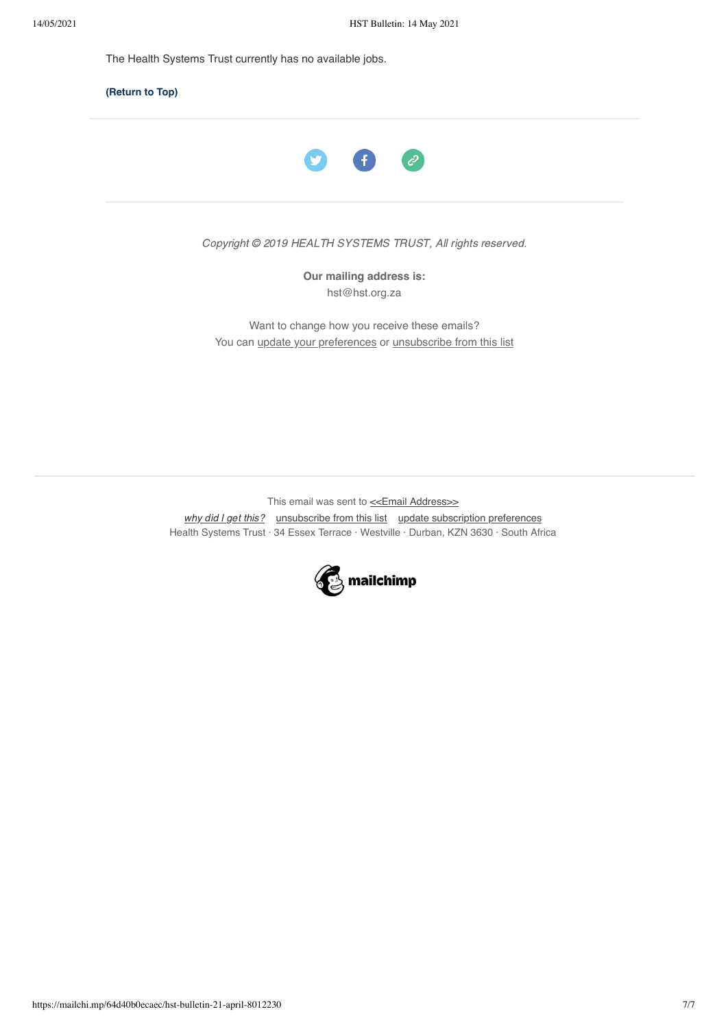The Health Systems Trust currently has no available jobs.

**(Return to Top)**

*Copyright © 2019 HEALTH SYSTEMS TRUST, All rights reserved.*

**Our mailing address is:**
hst@hst.org.za

Want to change how you receive these emails?
You can update your preferences or unsubscribe from this list

This email was sent to <<Email Address>>
*why did I get this?* unsubscribe from this list update subscription preferences
Health Systems Trust · 34 Essex Terrace · Westville · Durban, KZN 3630 · South Africa

mailchimp